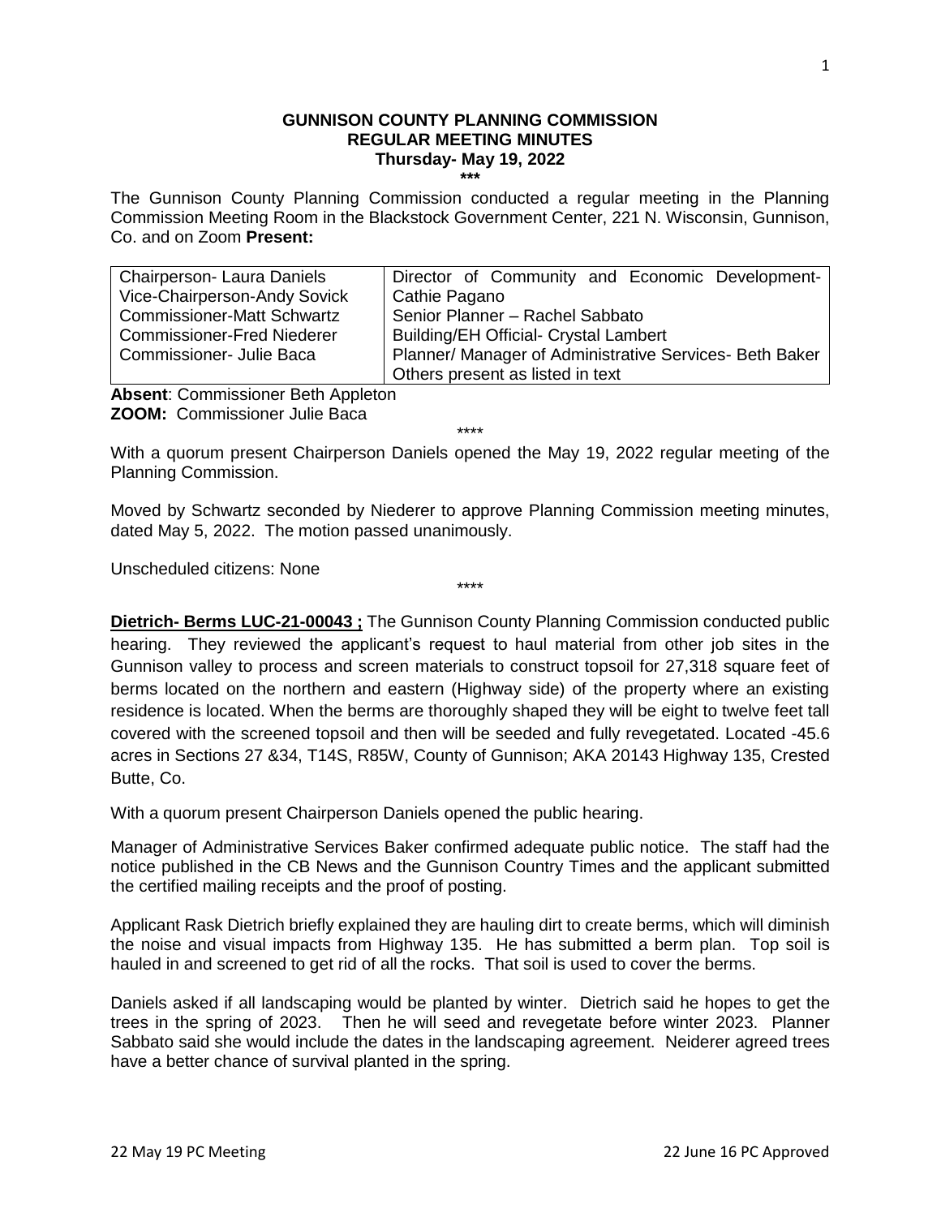# GUNNISON COUNTY PLANNING COMMISSION
## REGULAR MEETING MINUTES
### Thursday- May 19, 2022

\*\*\*

The Gunnison County Planning Commission conducted a regular meeting in the Planning Commission Meeting Room in the Blackstock Government Center, 221 N. Wisconsin, Gunnison, Co. and on Zoom **Present:**

| | |
|---|---|
| Chairperson- Laura Daniels<br>Vice-Chairperson-Andy Sovick<br>Commissioner-Matt Schwartz<br>Commissioner-Fred Niederer<br>Commissioner- Julie Baca | Director of Community and Economic Development- Cathie Pagano<br>Senior Planner – Rachel Sabbato<br>Building/EH Official- Crystal Lambert<br>Planner/ Manager of Administrative Services- Beth Baker<br>Others present as listed in text |

**Absent**: Commissioner Beth Appleton
**ZOOM:** Commissioner Julie Baca

\*\*\*\*

With a quorum present Chairperson Daniels opened the May 19, 2022 regular meeting of the Planning Commission.

Moved by Schwartz seconded by Niederer to approve Planning Commission meeting minutes, dated May 5, 2022. The motion passed unanimously.

Unscheduled citizens: None

\*\*\*\*

**<u>Dietrich- Berms LUC-21-00043 ;</u>** The Gunnison County Planning Commission conducted public hearing. They reviewed the applicant's request to haul material from other job sites in the Gunnison valley to process and screen materials to construct topsoil for 27,318 square feet of berms located on the northern and eastern (Highway side) of the property where an existing residence is located. When the berms are thoroughly shaped they will be eight to twelve feet tall covered with the screened topsoil and then will be seeded and fully revegetated. Located -45.6 acres in Sections 27 &34, T14S, R85W, County of Gunnison; AKA 20143 Highway 135, Crested Butte, Co.

With a quorum present Chairperson Daniels opened the public hearing.

Manager of Administrative Services Baker confirmed adequate public notice. The staff had the notice published in the CB News and the Gunnison Country Times and the applicant submitted the certified mailing receipts and the proof of posting.

Applicant Rask Dietrich briefly explained they are hauling dirt to create berms, which will diminish the noise and visual impacts from Highway 135. He has submitted a berm plan. Top soil is hauled in and screened to get rid of all the rocks. That soil is used to cover the berms.

Daniels asked if all landscaping would be planted by winter. Dietrich said he hopes to get the trees in the spring of 2023. Then he will seed and revegetate before winter 2023. Planner Sabbato said she would include the dates in the landscaping agreement. Neiderer agreed trees have a better chance of survival planted in the spring.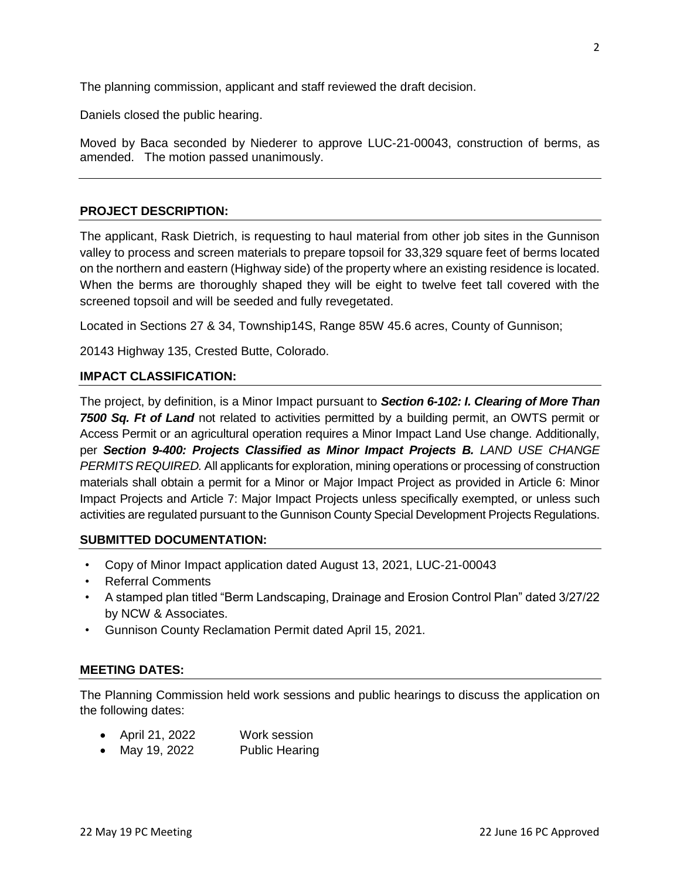The planning commission, applicant and staff reviewed the draft decision.

Daniels closed the public hearing.

Moved by Baca seconded by Niederer to approve LUC-21-00043, construction of berms, as amended. The motion passed unanimously.

---

## PROJECT DESCRIPTION:

The applicant, Rask Dietrich, is requesting to haul material from other job sites in the Gunnison valley to process and screen materials to prepare topsoil for 33,329 square feet of berms located on the northern and eastern (Highway side) of the property where an existing residence is located. When the berms are thoroughly shaped they will be eight to twelve feet tall covered with the screened topsoil and will be seeded and fully revegetated.

Located in Sections 27 & 34, Township14S, Range 85W 45.6 acres, County of Gunnison;

20143 Highway 135, Crested Butte, Colorado.

## IMPACT CLASSIFICATION:

The project, by definition, is a Minor Impact pursuant to ***Section 6-102: I. Clearing of More Than 7500 Sq. Ft of Land*** not related to activities permitted by a building permit, an OWTS permit or Access Permit or an agricultural operation requires a Minor Impact Land Use change. Additionally, per ***Section 9-400: Projects Classified as Minor Impact Projects B.*** *LAND USE CHANGE PERMITS REQUIRED.* All applicants for exploration, mining operations or processing of construction materials shall obtain a permit for a Minor or Major Impact Project as provided in Article 6: Minor Impact Projects and Article 7: Major Impact Projects unless specifically exempted, or unless such activities are regulated pursuant to the Gunnison County Special Development Projects Regulations.

## SUBMITTED DOCUMENTATION:

- Copy of Minor Impact application dated August 13, 2021, LUC-21-00043
- Referral Comments
- A stamped plan titled "Berm Landscaping, Drainage and Erosion Control Plan" dated 3/27/22 by NCW & Associates.
- Gunnison County Reclamation Permit dated April 15, 2021.

## MEETING DATES:

The Planning Commission held work sessions and public hearings to discuss the application on the following dates:

- April 21, 2022 Work session
- May 19, 2022 Public Hearing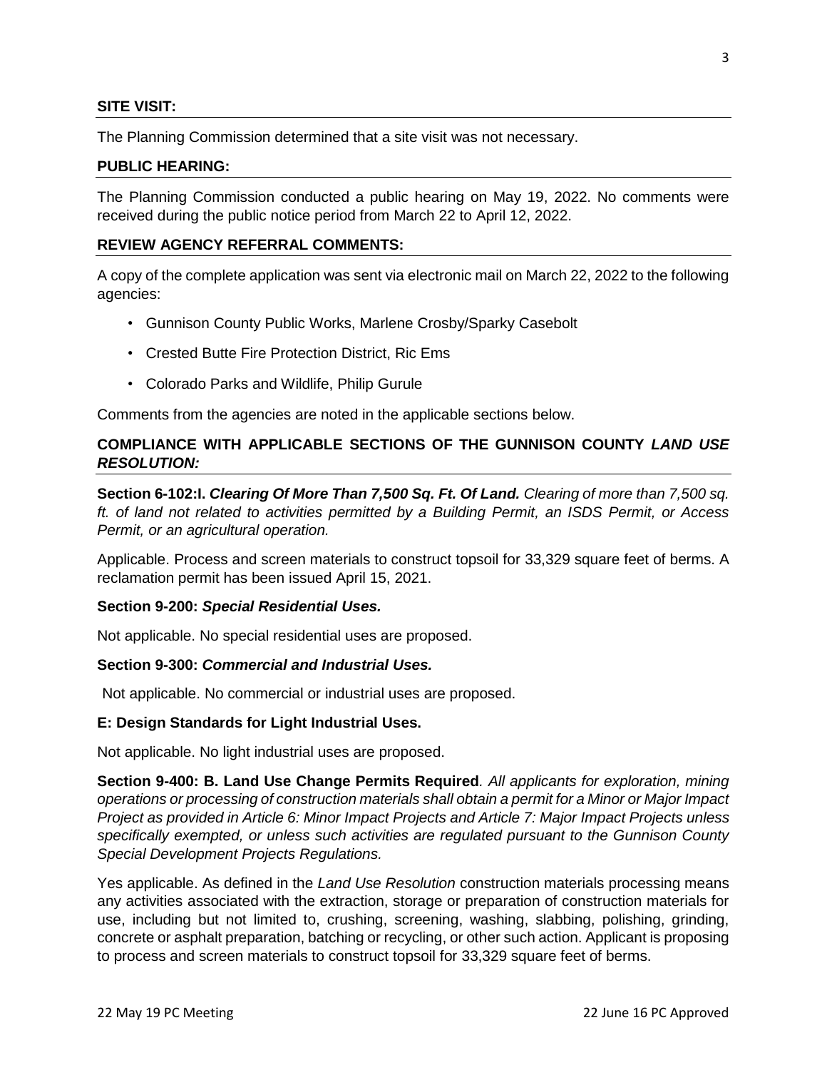**SITE VISIT:**

The Planning Commission determined that a site visit was not necessary.

**PUBLIC HEARING:**

The Planning Commission conducted a public hearing on May 19, 2022. No comments were received during the public notice period from March 22 to April 12, 2022.

**REVIEW AGENCY REFERRAL COMMENTS:**

A copy of the complete application was sent via electronic mail on March 22, 2022 to the following agencies:

- Gunnison County Public Works, Marlene Crosby/Sparky Casebolt
- Crested Butte Fire Protection District, Ric Ems
- Colorado Parks and Wildlife, Philip Gurule

Comments from the agencies are noted in the applicable sections below.

**COMPLIANCE WITH APPLICABLE SECTIONS OF THE GUNNISON COUNTY *LAND USE RESOLUTION:***

**Section 6-102:I. *Clearing Of More Than 7,500 Sq. Ft. Of Land.*** *Clearing of more than 7,500 sq. ft. of land not related to activities permitted by a Building Permit, an ISDS Permit, or Access Permit, or an agricultural operation.*

Applicable. Process and screen materials to construct topsoil for 33,329 square feet of berms. A reclamation permit has been issued April 15, 2021.

**Section 9-200: *Special Residential Uses.***

Not applicable. No special residential uses are proposed.

**Section 9-300: *Commercial and Industrial Uses.***

Not applicable. No commercial or industrial uses are proposed.

**E: Design Standards for Light Industrial Uses.**

Not applicable. No light industrial uses are proposed.

**Section 9-400: B. Land Use Change Permits Required**. *All applicants for exploration, mining operations or processing of construction materials shall obtain a permit for a Minor or Major Impact Project as provided in Article 6: Minor Impact Projects and Article 7: Major Impact Projects unless specifically exempted, or unless such activities are regulated pursuant to the Gunnison County Special Development Projects Regulations.*

Yes applicable. As defined in the *Land Use Resolution* construction materials processing means any activities associated with the extraction, storage or preparation of construction materials for use, including but not limited to, crushing, screening, washing, slabbing, polishing, grinding, concrete or asphalt preparation, batching or recycling, or other such action. Applicant is proposing to process and screen materials to construct topsoil for 33,329 square feet of berms.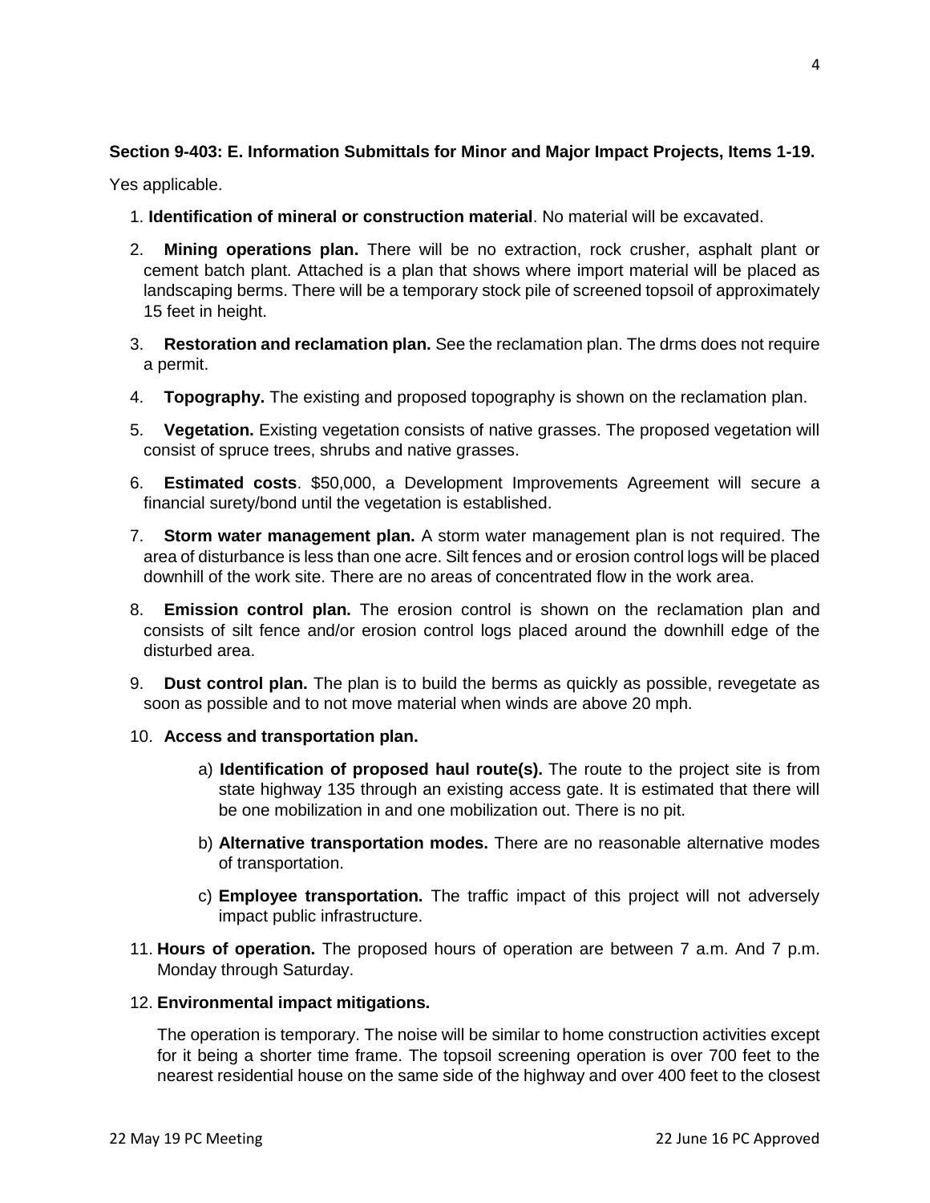**Section 9-403: E. Information Submittals for Minor and Major Impact Projects, Items 1-19.**

Yes applicable.

1. **Identification of mineral or construction material**. No material will be excavated.

2. **Mining operations plan.** There will be no extraction, rock crusher, asphalt plant or cement batch plant. Attached is a plan that shows where import material will be placed as landscaping berms. There will be a temporary stock pile of screened topsoil of approximately 15 feet in height.

3. **Restoration and reclamation plan.** See the reclamation plan. The drms does not require a permit.

4. **Topography.** The existing and proposed topography is shown on the reclamation plan.

5. **Vegetation.** Existing vegetation consists of native grasses. The proposed vegetation will consist of spruce trees, shrubs and native grasses.

6. **Estimated costs**. $50,000, a Development Improvements Agreement will secure a financial surety/bond until the vegetation is established.

7. **Storm water management plan.** A storm water management plan is not required. The area of disturbance is less than one acre. Silt fences and or erosion control logs will be placed downhill of the work site. There are no areas of concentrated flow in the work area.

8. **Emission control plan.** The erosion control is shown on the reclamation plan and consists of silt fence and/or erosion control logs placed around the downhill edge of the disturbed area.

9. **Dust control plan.** The plan is to build the berms as quickly as possible, revegetate as soon as possible and to not move material when winds are above 20 mph.

10. **Access and transportation plan.**

    a) **Identification of proposed haul route(s).** The route to the project site is from state highway 135 through an existing access gate. It is estimated that there will be one mobilization in and one mobilization out. There is no pit.

    b) **Alternative transportation modes.** There are no reasonable alternative modes of transportation.

    c) **Employee transportation.** The traffic impact of this project will not adversely impact public infrastructure.

11. **Hours of operation.** The proposed hours of operation are between 7 a.m. And 7 p.m. Monday through Saturday.

12. **Environmental impact mitigations.**

    The operation is temporary. The noise will be similar to home construction activities except for it being a shorter time frame. The topsoil screening operation is over 700 feet to the nearest residential house on the same side of the highway and over 400 feet to the closest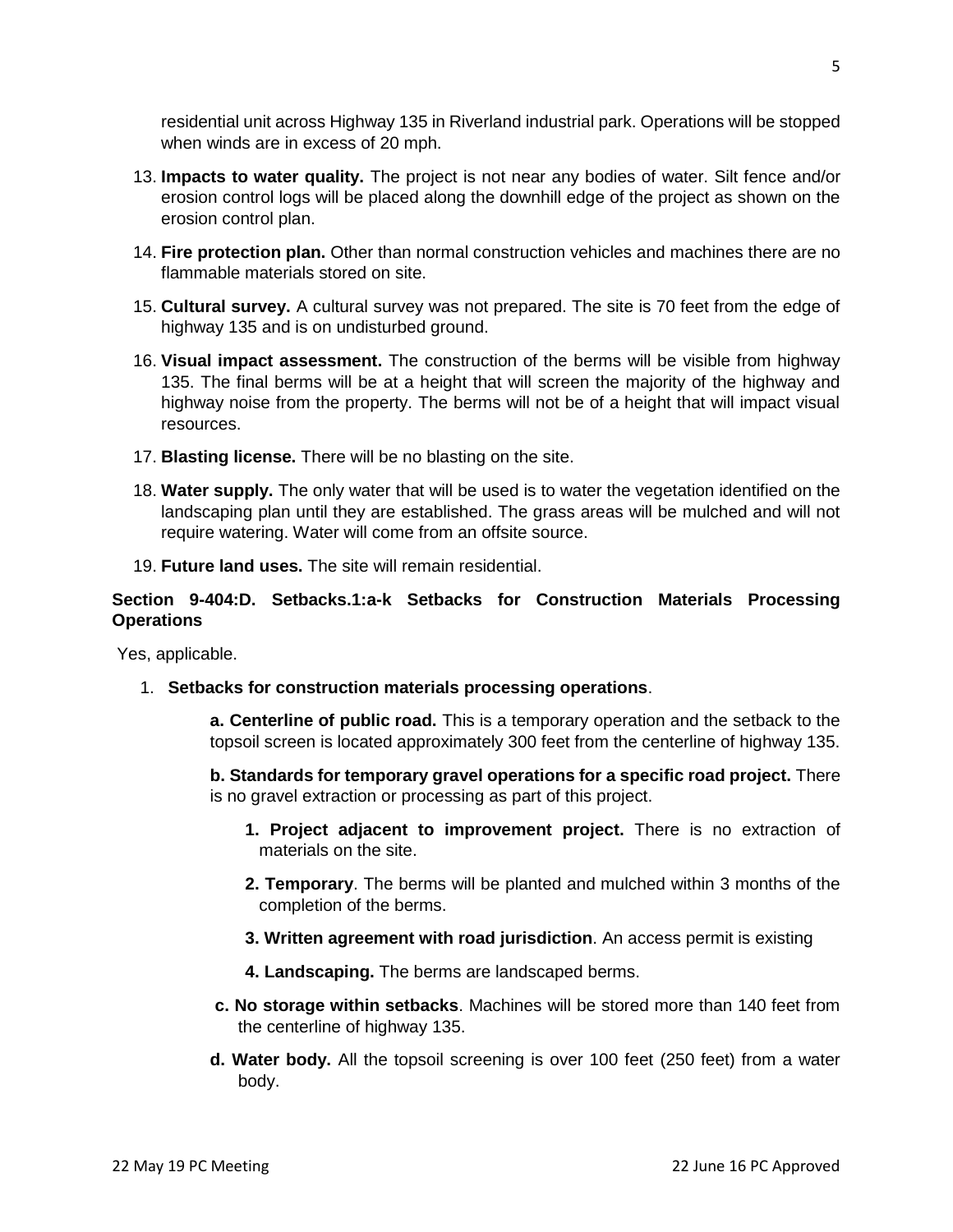residential unit across Highway 135 in Riverland industrial park. Operations will be stopped when winds are in excess of 20 mph.

13. **Impacts to water quality.** The project is not near any bodies of water. Silt fence and/or erosion control logs will be placed along the downhill edge of the project as shown on the erosion control plan.
14. **Fire protection plan.** Other than normal construction vehicles and machines there are no flammable materials stored on site.
15. **Cultural survey.** A cultural survey was not prepared. The site is 70 feet from the edge of highway 135 and is on undisturbed ground.
16. **Visual impact assessment.** The construction of the berms will be visible from highway 135. The final berms will be at a height that will screen the majority of the highway and highway noise from the property. The berms will not be of a height that will impact visual resources.
17. **Blasting license.** There will be no blasting on the site.
18. **Water supply.** The only water that will be used is to water the vegetation identified on the landscaping plan until they are established. The grass areas will be mulched and will not require watering. Water will come from an offsite source.
19. **Future land uses.** The site will remain residential.

**Section 9-404:D. Setbacks.1:a-k Setbacks for Construction Materials Processing Operations**

Yes, applicable.

1. **Setbacks for construction materials processing operations**.

   **a. Centerline of public road.** This is a temporary operation and the setback to the topsoil screen is located approximately 300 feet from the centerline of highway 135.

   **b. Standards for temporary gravel operations for a specific road project.** There is no gravel extraction or processing as part of this project.

   **1. Project adjacent to improvement project.** There is no extraction of materials on the site.

   **2. Temporary**. The berms will be planted and mulched within 3 months of the completion of the berms.

   **3. Written agreement with road jurisdiction**. An access permit is existing

   **4. Landscaping.** The berms are landscaped berms.

   **c. No storage within setbacks**. Machines will be stored more than 140 feet from the centerline of highway 135.

   **d. Water body.** All the topsoil screening is over 100 feet (250 feet) from a water body.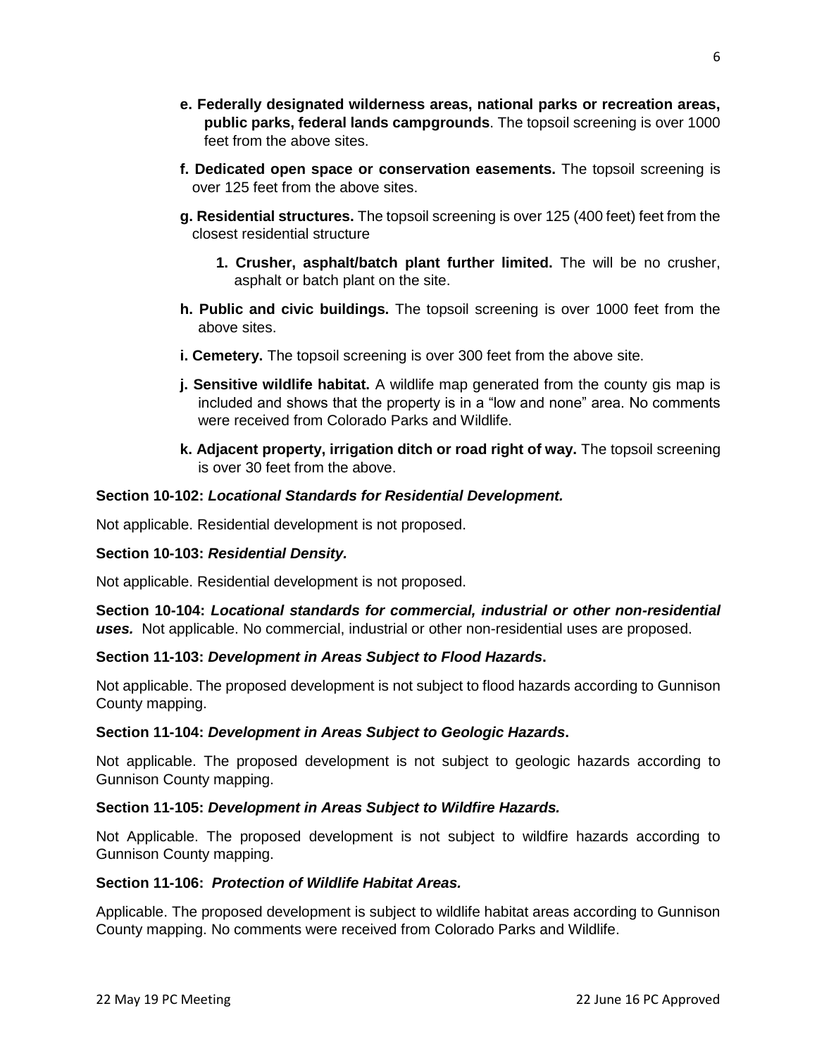e. **Federally designated wilderness areas, national parks or recreation areas, public parks, federal lands campgrounds**. The topsoil screening is over 1000 feet from the above sites.

f. **Dedicated open space or conservation easements.** The topsoil screening is over 125 feet from the above sites.

g. **Residential structures.** The topsoil screening is over 125 (400 feet) feet from the closest residential structure

1. **Crusher, asphalt/batch plant further limited.** The will be no crusher, asphalt or batch plant on the site.

h. **Public and civic buildings.** The topsoil screening is over 1000 feet from the above sites.

i. **Cemetery.** The topsoil screening is over 300 feet from the above site.

j. **Sensitive wildlife habitat.** A wildlife map generated from the county gis map is included and shows that the property is in a "low and none" area. No comments were received from Colorado Parks and Wildlife.

k. **Adjacent property, irrigation ditch or road right of way.** The topsoil screening is over 30 feet from the above.

**Section 10-102: *Locational Standards for Residential Development.***

Not applicable. Residential development is not proposed.

**Section 10-103: *Residential Density.***

Not applicable. Residential development is not proposed.

**Section 10-104: *Locational standards for commercial, industrial or other non-residential uses.*** Not applicable. No commercial, industrial or other non-residential uses are proposed.

**Section 11-103: *Development in Areas Subject to Flood Hazards*.**

Not applicable. The proposed development is not subject to flood hazards according to Gunnison County mapping.

**Section 11-104: *Development in Areas Subject to Geologic Hazards*.**

Not applicable. The proposed development is not subject to geologic hazards according to Gunnison County mapping.

**Section 11-105: *Development in Areas Subject to Wildfire Hazards.***

Not Applicable. The proposed development is not subject to wildfire hazards according to Gunnison County mapping.

**Section 11-106: *Protection of Wildlife Habitat Areas.***

Applicable. The proposed development is subject to wildlife habitat areas according to Gunnison County mapping. No comments were received from Colorado Parks and Wildlife.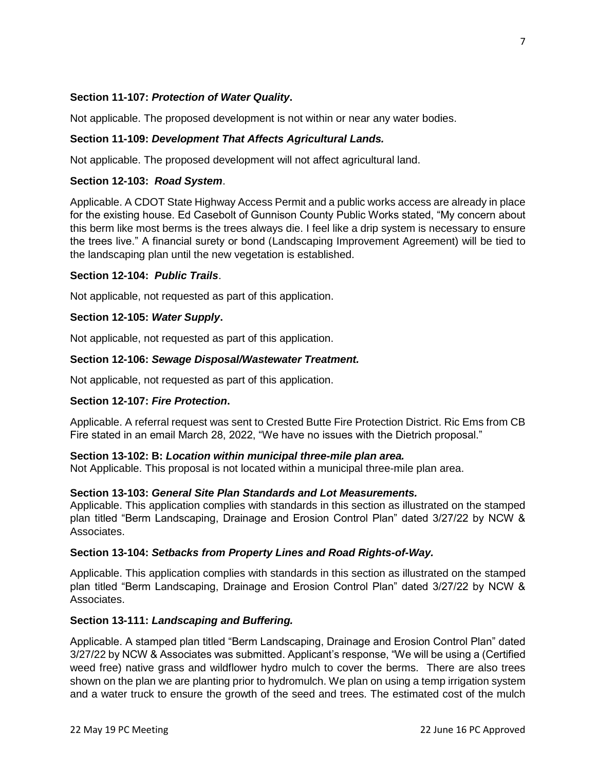**Section 11-107: *Protection of Water Quality*.**

Not applicable. The proposed development is not within or near any water bodies.

**Section 11-109: *Development That Affects Agricultural Lands.***

Not applicable. The proposed development will not affect agricultural land.

**Section 12-103: *Road System*.**

Applicable. A CDOT State Highway Access Permit and a public works access are already in place for the existing house. Ed Casebolt of Gunnison County Public Works stated, "My concern about this berm like most berms is the trees always die. I feel like a drip system is necessary to ensure the trees live." A financial surety or bond (Landscaping Improvement Agreement) will be tied to the landscaping plan until the new vegetation is established.

**Section 12-104: *Public Trails*.**

Not applicable, not requested as part of this application.

**Section 12-105: *Water Supply*.**

Not applicable, not requested as part of this application.

**Section 12-106: *Sewage Disposal/Wastewater Treatment.***

Not applicable, not requested as part of this application.

**Section 12-107: *Fire Protection*.**

Applicable. A referral request was sent to Crested Butte Fire Protection District. Ric Ems from CB Fire stated in an email March 28, 2022, "We have no issues with the Dietrich proposal."

**Section 13-102: B: *Location within municipal three-mile plan area.***

Not Applicable. This proposal is not located within a municipal three-mile plan area.

**Section 13-103: *General Site Plan Standards and Lot Measurements.***

Applicable. This application complies with standards in this section as illustrated on the stamped plan titled "Berm Landscaping, Drainage and Erosion Control Plan" dated 3/27/22 by NCW & Associates.

**Section 13-104: *Setbacks from Property Lines and Road Rights-of-Way.***

Applicable. This application complies with standards in this section as illustrated on the stamped plan titled "Berm Landscaping, Drainage and Erosion Control Plan" dated 3/27/22 by NCW & Associates.

**Section 13-111: *Landscaping and Buffering.***

Applicable. A stamped plan titled "Berm Landscaping, Drainage and Erosion Control Plan" dated 3/27/22 by NCW & Associates was submitted. Applicant's response, "We will be using a (Certified weed free) native grass and wildflower hydro mulch to cover the berms. There are also trees shown on the plan we are planting prior to hydromulch. We plan on using a temp irrigation system and a water truck to ensure the growth of the seed and trees. The estimated cost of the mulch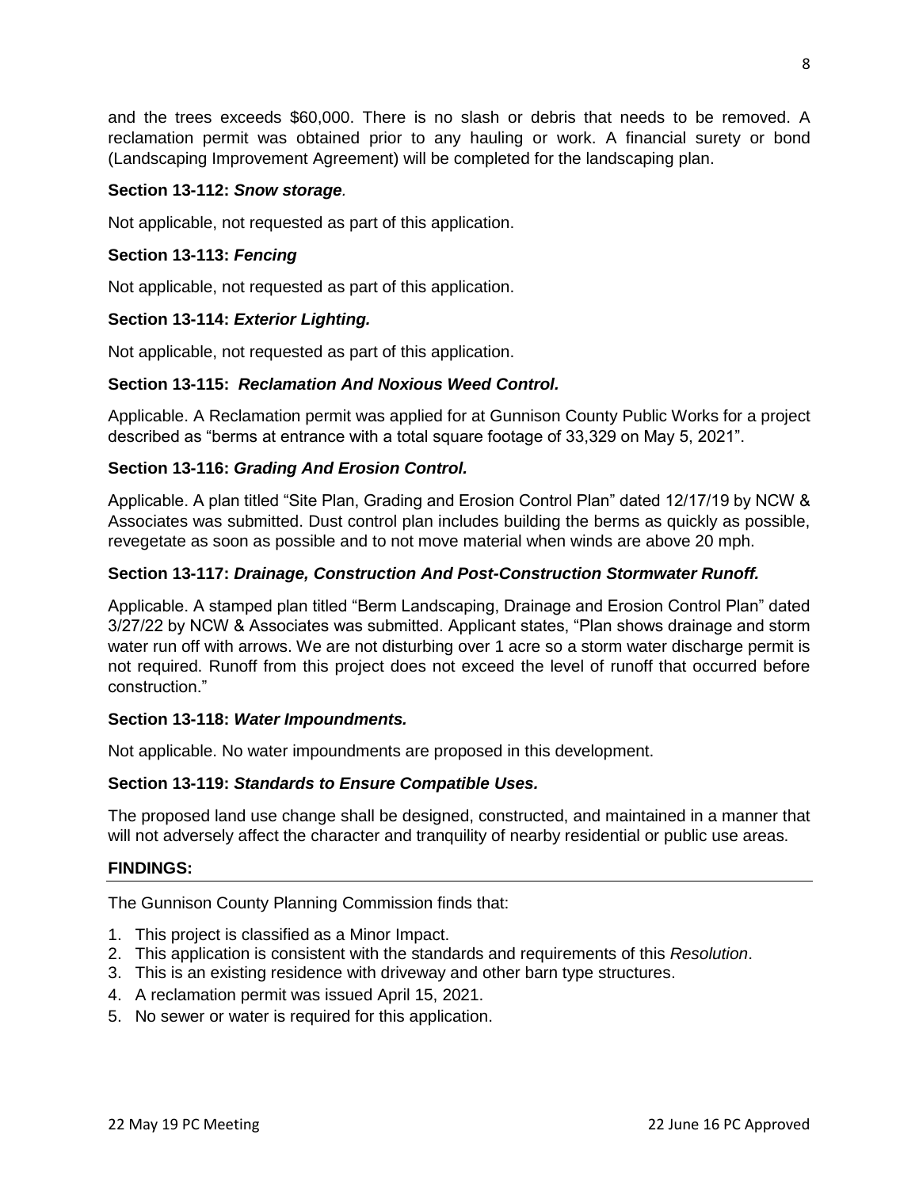and the trees exceeds $60,000. There is no slash or debris that needs to be removed. A reclamation permit was obtained prior to any hauling or work. A financial surety or bond (Landscaping Improvement Agreement) will be completed for the landscaping plan.

**Section 13-112:** ***Snow storage****.*

Not applicable, not requested as part of this application.

**Section 13-113:** ***Fencing***

Not applicable, not requested as part of this application.

**Section 13-114:** ***Exterior Lighting.***

Not applicable, not requested as part of this application.

**Section 13-115:** ***Reclamation And Noxious Weed Control.***

Applicable. A Reclamation permit was applied for at Gunnison County Public Works for a project described as "berms at entrance with a total square footage of 33,329 on May 5, 2021".

**Section 13-116:** ***Grading And Erosion Control.***

Applicable. A plan titled "Site Plan, Grading and Erosion Control Plan" dated 12/17/19 by NCW & Associates was submitted. Dust control plan includes building the berms as quickly as possible, revegetate as soon as possible and to not move material when winds are above 20 mph.

**Section 13-117:** ***Drainage, Construction And Post-Construction Stormwater Runoff.***

Applicable. A stamped plan titled "Berm Landscaping, Drainage and Erosion Control Plan" dated 3/27/22 by NCW & Associates was submitted. Applicant states, "Plan shows drainage and storm water run off with arrows. We are not disturbing over 1 acre so a storm water discharge permit is not required. Runoff from this project does not exceed the level of runoff that occurred before construction."

**Section 13-118:** ***Water Impoundments.***

Not applicable. No water impoundments are proposed in this development.

**Section 13-119:** ***Standards to Ensure Compatible Uses.***

The proposed land use change shall be designed, constructed, and maintained in a manner that will not adversely affect the character and tranquility of nearby residential or public use areas.

**FINDINGS:**

The Gunnison County Planning Commission finds that:

1. This project is classified as a Minor Impact.
2. This application is consistent with the standards and requirements of this *Resolution*.
3. This is an existing residence with driveway and other barn type structures.
4. A reclamation permit was issued April 15, 2021.
5. No sewer or water is required for this application.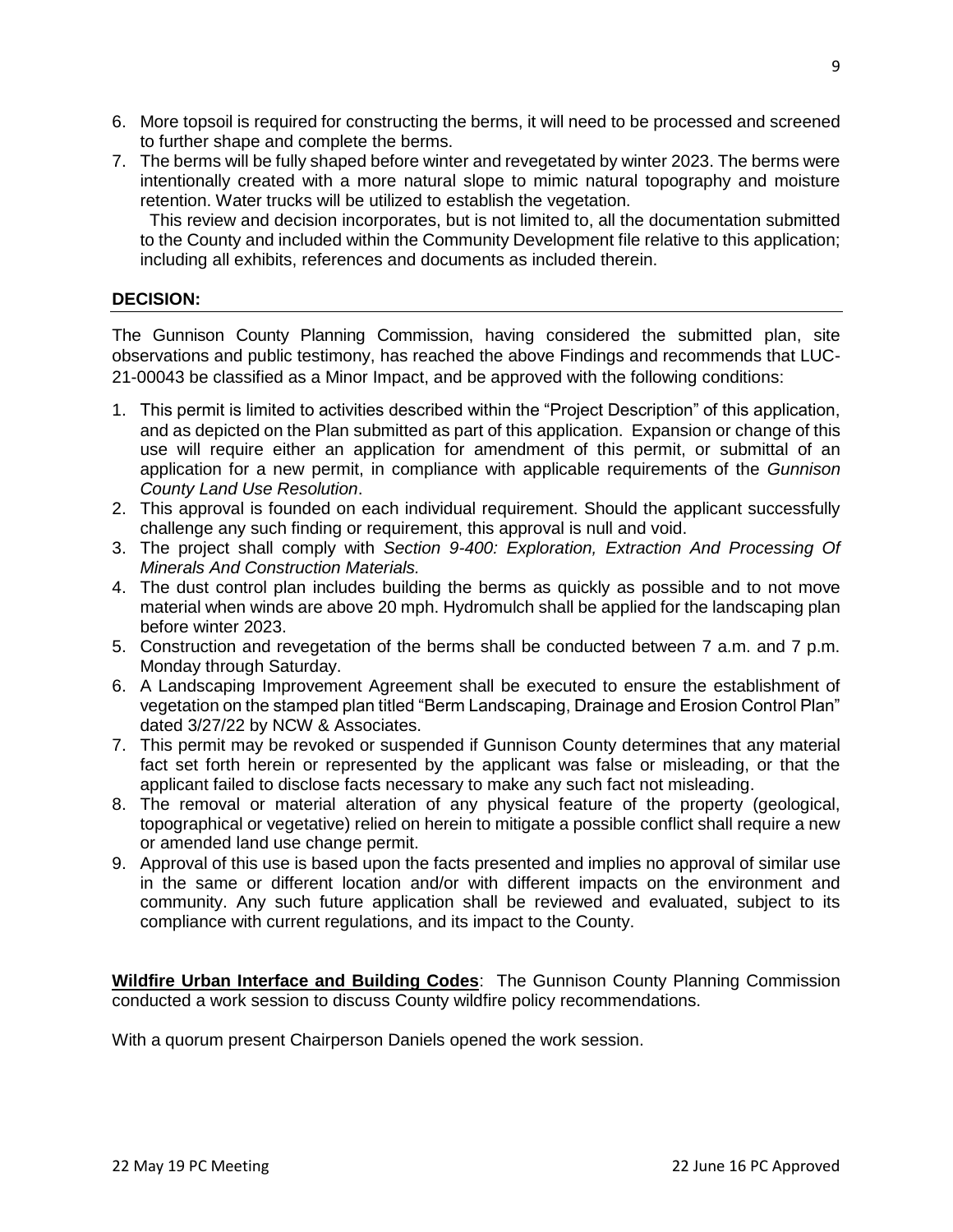6. More topsoil is required for constructing the berms, it will need to be processed and screened to further shape and complete the berms.
7. The berms will be fully shaped before winter and revegetated by winter 2023. The berms were intentionally created with a more natural slope to mimic natural topography and moisture retention. Water trucks will be utilized to establish the vegetation.

   This review and decision incorporates, but is not limited to, all the documentation submitted to the County and included within the Community Development file relative to this application; including all exhibits, references and documents as included therein.

## DECISION:

The Gunnison County Planning Commission, having considered the submitted plan, site observations and public testimony, has reached the above Findings and recommends that LUC-21-00043 be classified as a Minor Impact, and be approved with the following conditions:

1. This permit is limited to activities described within the "Project Description" of this application, and as depicted on the Plan submitted as part of this application. Expansion or change of this use will require either an application for amendment of this permit, or submittal of an application for a new permit, in compliance with applicable requirements of the *Gunnison County Land Use Resolution*.
2. This approval is founded on each individual requirement. Should the applicant successfully challenge any such finding or requirement, this approval is null and void.
3. The project shall comply with *Section 9-400: Exploration, Extraction And Processing Of Minerals And Construction Materials.*
4. The dust control plan includes building the berms as quickly as possible and to not move material when winds are above 20 mph. Hydromulch shall be applied for the landscaping plan before winter 2023.
5. Construction and revegetation of the berms shall be conducted between 7 a.m. and 7 p.m. Monday through Saturday.
6. A Landscaping Improvement Agreement shall be executed to ensure the establishment of vegetation on the stamped plan titled "Berm Landscaping, Drainage and Erosion Control Plan" dated 3/27/22 by NCW & Associates.
7. This permit may be revoked or suspended if Gunnison County determines that any material fact set forth herein or represented by the applicant was false or misleading, or that the applicant failed to disclose facts necessary to make any such fact not misleading.
8. The removal or material alteration of any physical feature of the property (geological, topographical or vegetative) relied on herein to mitigate a possible conflict shall require a new or amended land use change permit.
9. Approval of this use is based upon the facts presented and implies no approval of similar use in the same or different location and/or with different impacts on the environment and community. Any such future application shall be reviewed and evaluated, subject to its compliance with current regulations, and its impact to the County.

**Wildfire Urban Interface and Building Codes**: The Gunnison County Planning Commission conducted a work session to discuss County wildfire policy recommendations.

With a quorum present Chairperson Daniels opened the work session.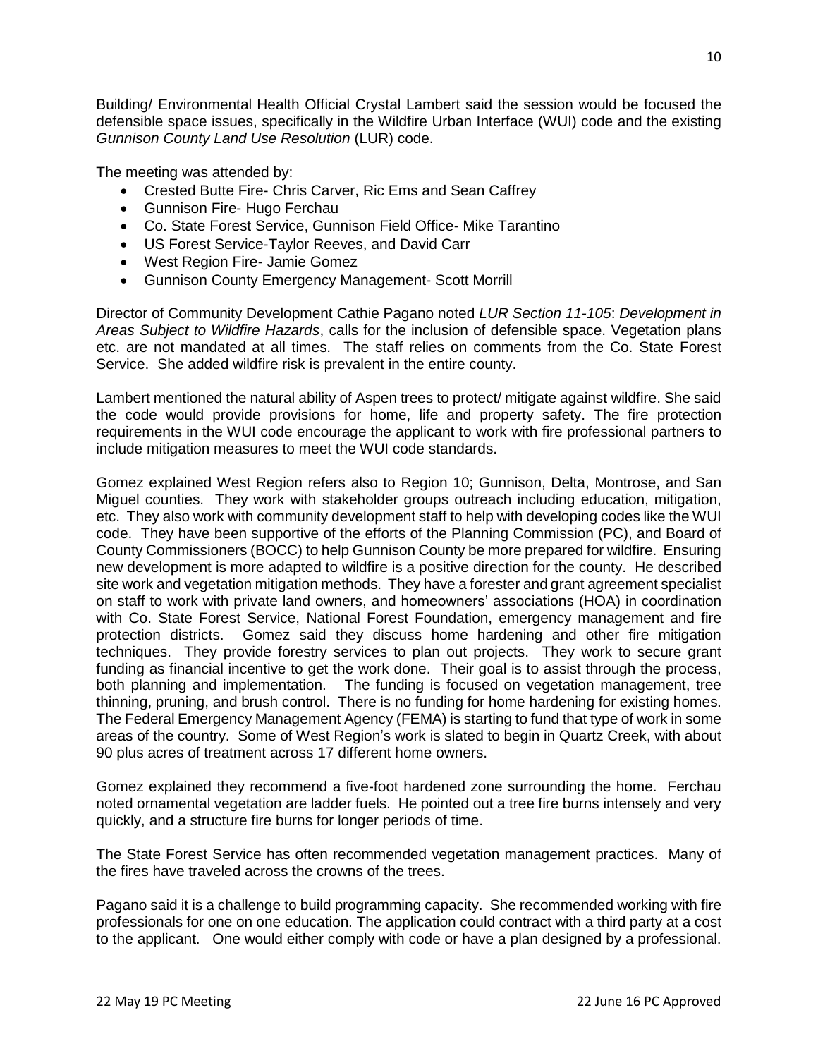Building/ Environmental Health Official Crystal Lambert said the session would be focused the defensible space issues, specifically in the Wildfire Urban Interface (WUI) code and the existing *Gunnison County Land Use Resolution* (LUR) code.

The meeting was attended by:

- Crested Butte Fire- Chris Carver, Ric Ems and Sean Caffrey
- Gunnison Fire- Hugo Ferchau
- Co. State Forest Service, Gunnison Field Office- Mike Tarantino
- US Forest Service-Taylor Reeves, and David Carr
- West Region Fire- Jamie Gomez
- Gunnison County Emergency Management- Scott Morrill

Director of Community Development Cathie Pagano noted *LUR Section 11-105*: *Development in Areas Subject to Wildfire Hazards*, calls for the inclusion of defensible space. Vegetation plans etc. are not mandated at all times. The staff relies on comments from the Co. State Forest Service. She added wildfire risk is prevalent in the entire county.

Lambert mentioned the natural ability of Aspen trees to protect/ mitigate against wildfire. She said the code would provide provisions for home, life and property safety. The fire protection requirements in the WUI code encourage the applicant to work with fire professional partners to include mitigation measures to meet the WUI code standards.

Gomez explained West Region refers also to Region 10; Gunnison, Delta, Montrose, and San Miguel counties. They work with stakeholder groups outreach including education, mitigation, etc. They also work with community development staff to help with developing codes like the WUI code. They have been supportive of the efforts of the Planning Commission (PC), and Board of County Commissioners (BOCC) to help Gunnison County be more prepared for wildfire. Ensuring new development is more adapted to wildfire is a positive direction for the county. He described site work and vegetation mitigation methods. They have a forester and grant agreement specialist on staff to work with private land owners, and homeowners' associations (HOA) in coordination with Co. State Forest Service, National Forest Foundation, emergency management and fire protection districts. Gomez said they discuss home hardening and other fire mitigation techniques. They provide forestry services to plan out projects. They work to secure grant funding as financial incentive to get the work done. Their goal is to assist through the process, both planning and implementation. The funding is focused on vegetation management, tree thinning, pruning, and brush control. There is no funding for home hardening for existing homes. The Federal Emergency Management Agency (FEMA) is starting to fund that type of work in some areas of the country. Some of West Region's work is slated to begin in Quartz Creek, with about 90 plus acres of treatment across 17 different home owners.

Gomez explained they recommend a five-foot hardened zone surrounding the home. Ferchau noted ornamental vegetation are ladder fuels. He pointed out a tree fire burns intensely and very quickly, and a structure fire burns for longer periods of time.

The State Forest Service has often recommended vegetation management practices. Many of the fires have traveled across the crowns of the trees.

Pagano said it is a challenge to build programming capacity. She recommended working with fire professionals for one on one education. The application could contract with a third party at a cost to the applicant. One would either comply with code or have a plan designed by a professional.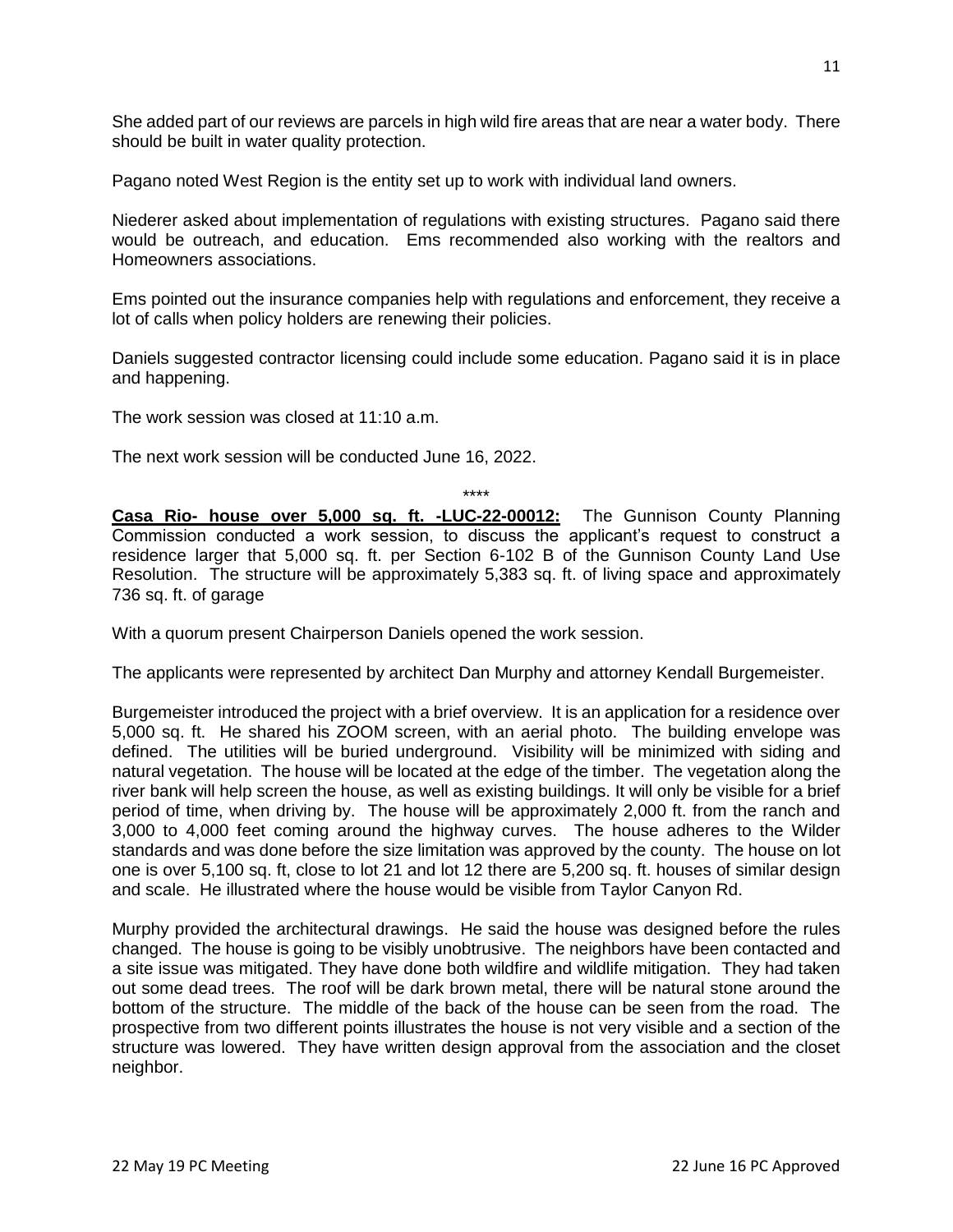She added part of our reviews are parcels in high wild fire areas that are near a water body. There should be built in water quality protection.

Pagano noted West Region is the entity set up to work with individual land owners.

Niederer asked about implementation of regulations with existing structures. Pagano said there would be outreach, and education. Ems recommended also working with the realtors and Homeowners associations.

Ems pointed out the insurance companies help with regulations and enforcement, they receive a lot of calls when policy holders are renewing their policies.

Daniels suggested contractor licensing could include some education. Pagano said it is in place and happening.

The work session was closed at 11:10 a.m.

The next work session will be conducted June 16, 2022.

****

**Casa Rio- house over 5,000 sq. ft. -LUC-22-00012:** The Gunnison County Planning Commission conducted a work session, to discuss the applicant's request to construct a residence larger that 5,000 sq. ft. per Section 6-102 B of the Gunnison County Land Use Resolution. The structure will be approximately 5,383 sq. ft. of living space and approximately 736 sq. ft. of garage

With a quorum present Chairperson Daniels opened the work session.

The applicants were represented by architect Dan Murphy and attorney Kendall Burgemeister.

Burgemeister introduced the project with a brief overview. It is an application for a residence over 5,000 sq. ft. He shared his ZOOM screen, with an aerial photo. The building envelope was defined. The utilities will be buried underground. Visibility will be minimized with siding and natural vegetation. The house will be located at the edge of the timber. The vegetation along the river bank will help screen the house, as well as existing buildings. It will only be visible for a brief period of time, when driving by. The house will be approximately 2,000 ft. from the ranch and 3,000 to 4,000 feet coming around the highway curves. The house adheres to the Wilder standards and was done before the size limitation was approved by the county. The house on lot one is over 5,100 sq. ft, close to lot 21 and lot 12 there are 5,200 sq. ft. houses of similar design and scale. He illustrated where the house would be visible from Taylor Canyon Rd.

Murphy provided the architectural drawings. He said the house was designed before the rules changed. The house is going to be visibly unobtrusive. The neighbors have been contacted and a site issue was mitigated. They have done both wildfire and wildlife mitigation. They had taken out some dead trees. The roof will be dark brown metal, there will be natural stone around the bottom of the structure. The middle of the back of the house can be seen from the road. The prospective from two different points illustrates the house is not very visible and a section of the structure was lowered. They have written design approval from the association and the closet neighbor.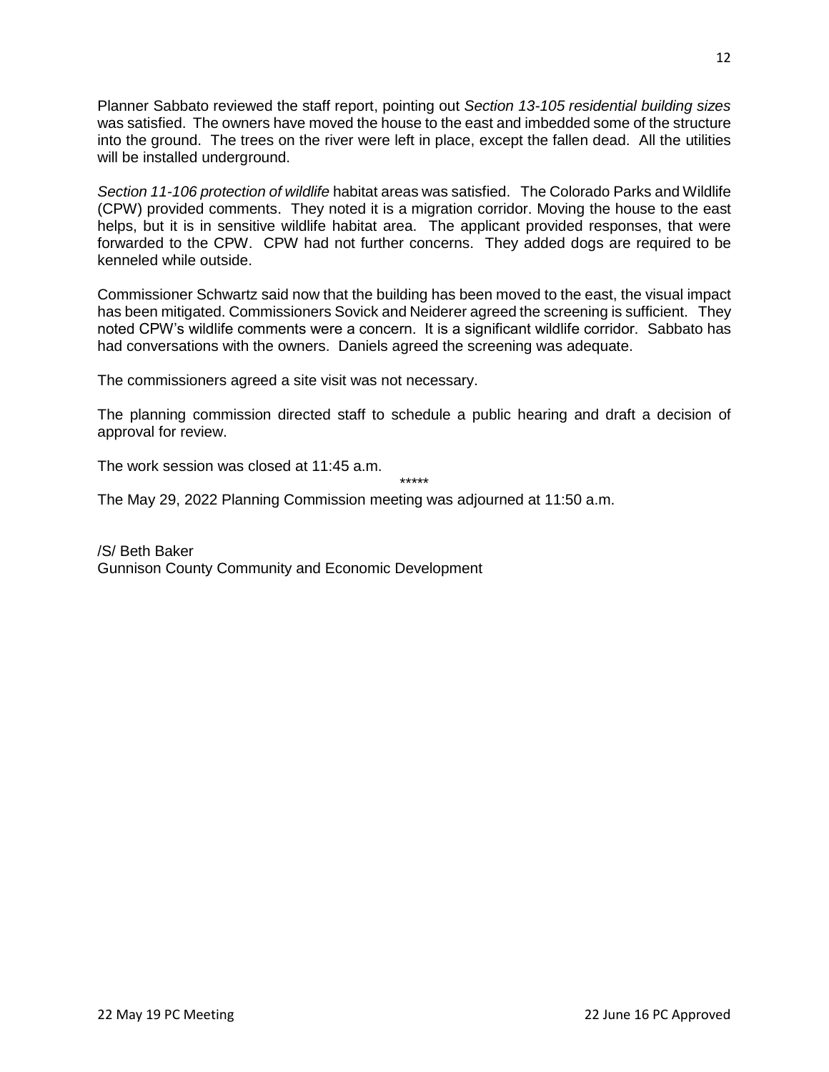Planner Sabbato reviewed the staff report, pointing out *Section 13-105 residential building sizes* was satisfied. The owners have moved the house to the east and imbedded some of the structure into the ground. The trees on the river were left in place, except the fallen dead. All the utilities will be installed underground.

*Section 11-106 protection of wildlife* habitat areas was satisfied. The Colorado Parks and Wildlife (CPW) provided comments. They noted it is a migration corridor. Moving the house to the east helps, but it is in sensitive wildlife habitat area. The applicant provided responses, that were forwarded to the CPW. CPW had not further concerns. They added dogs are required to be kenneled while outside.

Commissioner Schwartz said now that the building has been moved to the east, the visual impact has been mitigated. Commissioners Sovick and Neiderer agreed the screening is sufficient. They noted CPW's wildlife comments were a concern. It is a significant wildlife corridor. Sabbato has had conversations with the owners. Daniels agreed the screening was adequate.

The commissioners agreed a site visit was not necessary.

The planning commission directed staff to schedule a public hearing and draft a decision of approval for review.

The work session was closed at 11:45 a.m.

*****

The May 29, 2022 Planning Commission meeting was adjourned at 11:50 a.m.

/S/ Beth Baker
Gunnison County Community and Economic Development